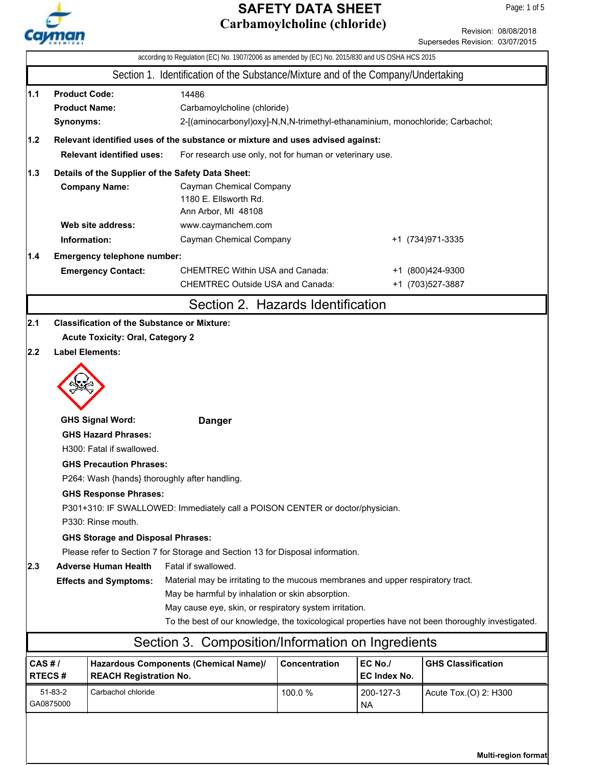# SAFETY DATA SHEET
# Carbamoylcholine (chloride)

Revision: 08/08/2018
Supersedes Revision: 03/07/2015

according to Regulation (EC) No. 1907/2006 as amended by (EC) No. 2015/830 and US OSHA HCS 2015

## Section 1. Identification of the Substance/Mixture and of the Company/Undertaking

**1.1**
**Product Code:** 14486
**Product Name:** Carbamoylcholine (chloride)
**Synonyms:** 2-[(aminocarbonyl)oxy]-N,N,N-trimethyl-ethanaminium, monochloride; Carbachol;

**1.2 Relevant identified uses of the substance or mixture and uses advised against:**
**Relevant identified uses:** For research use only, not for human or veterinary use.

**1.3 Details of the Supplier of the Safety Data Sheet:**
**Company Name:** Cayman Chemical Company
1180 E. Ellsworth Rd.
Ann Arbor, MI 48108
**Web site address:** www.caymanchem.com
**Information:** Cayman Chemical Company +1 (734)971-3335

**1.4 Emergency telephone number:**
**Emergency Contact:**
CHEMTREC Within USA and Canada: +1 (800)424-9300
CHEMTREC Outside USA and Canada: +1 (703)527-3887

## Section 2. Hazards Identification

**2.1 Classification of the Substance or Mixture:**
**Acute Toxicity: Oral, Category 2**

**2.2 Label Elements:**

**GHS Signal Word:** **Danger**

**GHS Hazard Phrases:**
H300: Fatal if swallowed.

**GHS Precaution Phrases:**
P264: Wash {hands} thoroughly after handling.

**GHS Response Phrases:**
P301+310: IF SWALLOWED: Immediately call a POISON CENTER or doctor/physician.
P330: Rinse mouth.

**GHS Storage and Disposal Phrases:**
Please refer to Section 7 for Storage and Section 13 for Disposal information.

**2.3 Adverse Human Health Effects and Symptoms:**
Fatal if swallowed.
Material may be irritating to the mucous membranes and upper respiratory tract.
May be harmful by inhalation or skin absorption.
May cause eye, skin, or respiratory system irritation.
To the best of our knowledge, the toxicological properties have not been thoroughly investigated.

## Section 3. Composition/Information on Ingredients

| CAS # / RTECS # | Hazardous Components (Chemical Name)/ REACH Registration No. | Concentration | EC No./ EC Index No. | GHS Classification |
|---|---|---|---|---|
| 51-83-2 GA0875000 | Carbachol chloride | 100.0 % | 200-127-3 NA | Acute Tox.(O) 2: H300 |

Multi-region format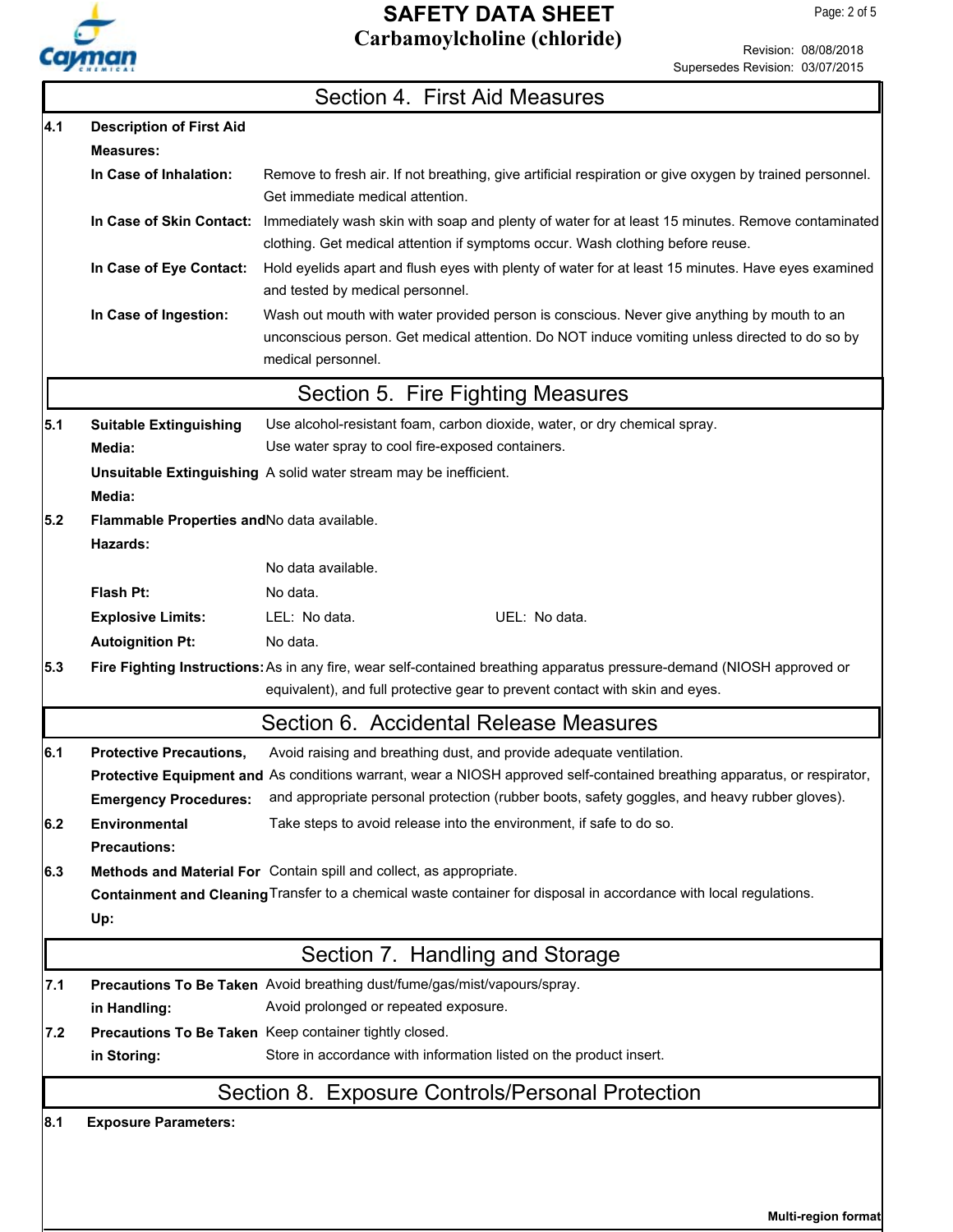## Section 4. First Aid Measures

**4.1 Description of First Aid Measures:**

**In Case of Inhalation:** Remove to fresh air. If not breathing, give artificial respiration or give oxygen by trained personnel. Get immediate medical attention.

**In Case of Skin Contact:** Immediately wash skin with soap and plenty of water for at least 15 minutes. Remove contaminated clothing. Get medical attention if symptoms occur. Wash clothing before reuse.

**In Case of Eye Contact:** Hold eyelids apart and flush eyes with plenty of water for at least 15 minutes. Have eyes examined and tested by medical personnel.

**In Case of Ingestion:** Wash out mouth with water provided person is conscious. Never give anything by mouth to an unconscious person. Get medical attention. Do NOT induce vomiting unless directed to do so by medical personnel.

## Section 5. Fire Fighting Measures

**5.1 Suitable Extinguishing Media:** Use alcohol-resistant foam, carbon dioxide, water, or dry chemical spray. Use water spray to cool fire-exposed containers.

**Unsuitable Extinguishing Media:** A solid water stream may be inefficient.

**5.2 Flammable Properties and Hazards:** No data available.

No data available.

**Flash Pt:** No data.

**Explosive Limits:** LEL: No data. UEL: No data.

**Autoignition Pt:** No data.

**5.3 Fire Fighting Instructions:** As in any fire, wear self-contained breathing apparatus pressure-demand (NIOSH approved or equivalent), and full protective gear to prevent contact with skin and eyes.

## Section 6. Accidental Release Measures

**6.1 Protective Precautions, Protective Equipment and Emergency Procedures:** Avoid raising and breathing dust, and provide adequate ventilation. As conditions warrant, wear a NIOSH approved self-contained breathing apparatus, or respirator, and appropriate personal protection (rubber boots, safety goggles, and heavy rubber gloves).

**6.2 Environmental Precautions:** Take steps to avoid release into the environment, if safe to do so.

**6.3 Methods and Material For Containment and Cleaning Up:** Contain spill and collect, as appropriate. Transfer to a chemical waste container for disposal in accordance with local regulations.

## Section 7. Handling and Storage

**7.1 Precautions To Be Taken in Handling:** Avoid breathing dust/fume/gas/mist/vapours/spray. Avoid prolonged or repeated exposure.

**7.2 Precautions To Be Taken in Storing:** Keep container tightly closed. Store in accordance with information listed on the product insert.

## Section 8. Exposure Controls/Personal Protection

**8.1 Exposure Parameters:**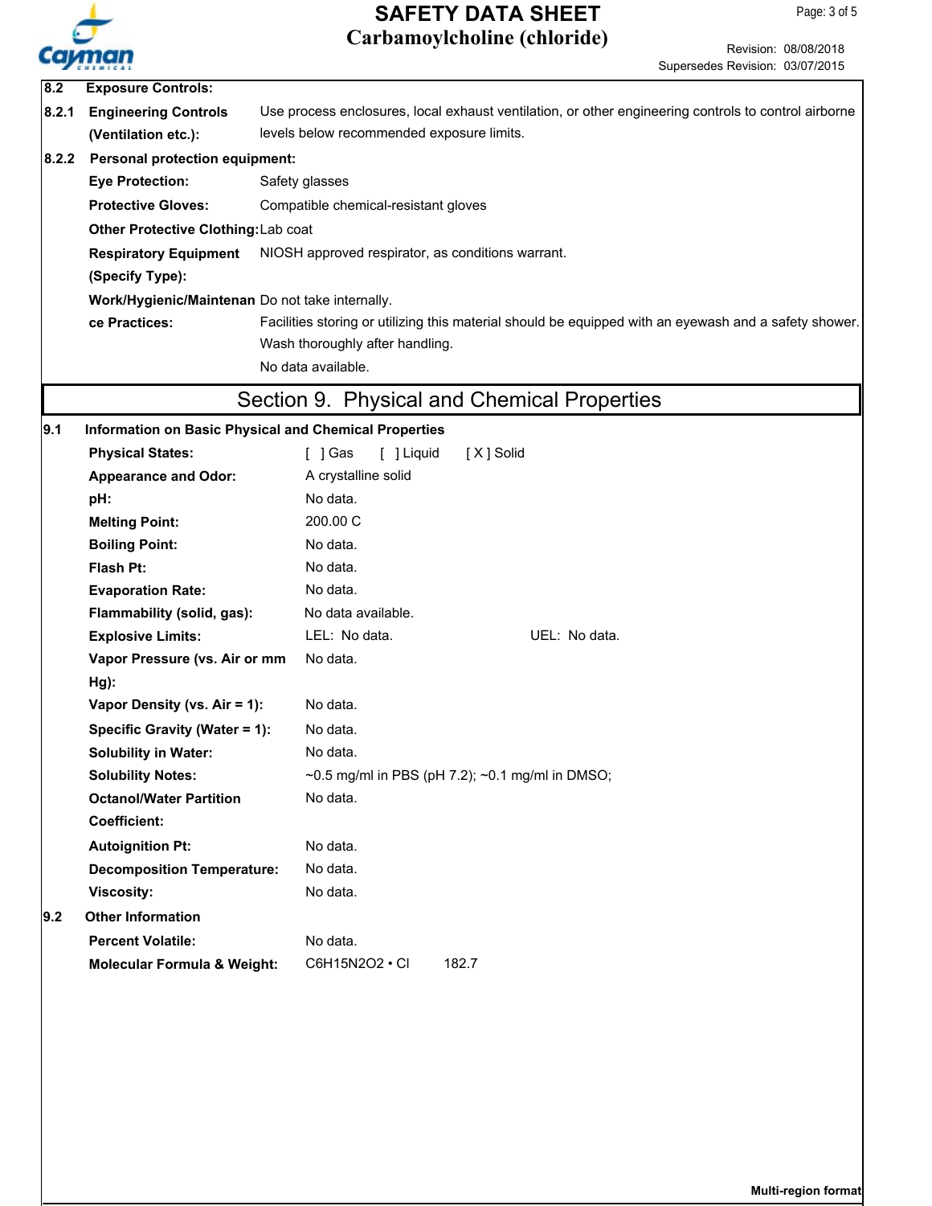**8.2 Exposure Controls:**

**8.2.1 Engineering Controls (Ventilation etc.):** Use process enclosures, local exhaust ventilation, or other engineering controls to control airborne levels below recommended exposure limits.

**8.2.2 Personal protection equipment:**

**Eye Protection:** Safety glasses

**Protective Gloves:** Compatible chemical-resistant gloves

**Other Protective Clothing:** Lab coat

**Respiratory Equipment (Specify Type):** NIOSH approved respirator, as conditions warrant.

**Work/Hygienic/Maintenance Practices:** Do not take internally.
Facilities storing or utilizing this material should be equipped with an eyewash and a safety shower.
Wash thoroughly after handling.
No data available.

## Section 9. Physical and Chemical Properties

**9.1 Information on Basic Physical and Chemical Properties**

| Property | Value |
|---|---|
| **Physical States:** | [ ] Gas [ ] Liquid [X] Solid |
| **Appearance and Odor:** | A crystalline solid |
| **pH:** | No data. |
| **Melting Point:** | 200.00 C |
| **Boiling Point:** | No data. |
| **Flash Pt:** | No data. |
| **Evaporation Rate:** | No data. |
| **Flammability (solid, gas):** | No data available. |
| **Explosive Limits:** | LEL: No data. UEL: No data. |
| **Vapor Pressure (vs. Air or mm Hg):** | No data. |
| **Vapor Density (vs. Air = 1):** | No data. |
| **Specific Gravity (Water = 1):** | No data. |
| **Solubility in Water:** | No data. |
| **Solubility Notes:** | ~0.5 mg/ml in PBS (pH 7.2); ~0.1 mg/ml in DMSO; |
| **Octanol/Water Partition Coefficient:** | No data. |
| **Autoignition Pt:** | No data. |
| **Decomposition Temperature:** | No data. |
| **Viscosity:** | No data. |

**9.2 Other Information**

| Property | Value |
|---|---|
| **Percent Volatile:** | No data. |
| **Molecular Formula & Weight:** | $C_6H_{15}N_2O_2 \cdot Cl$ 182.7 |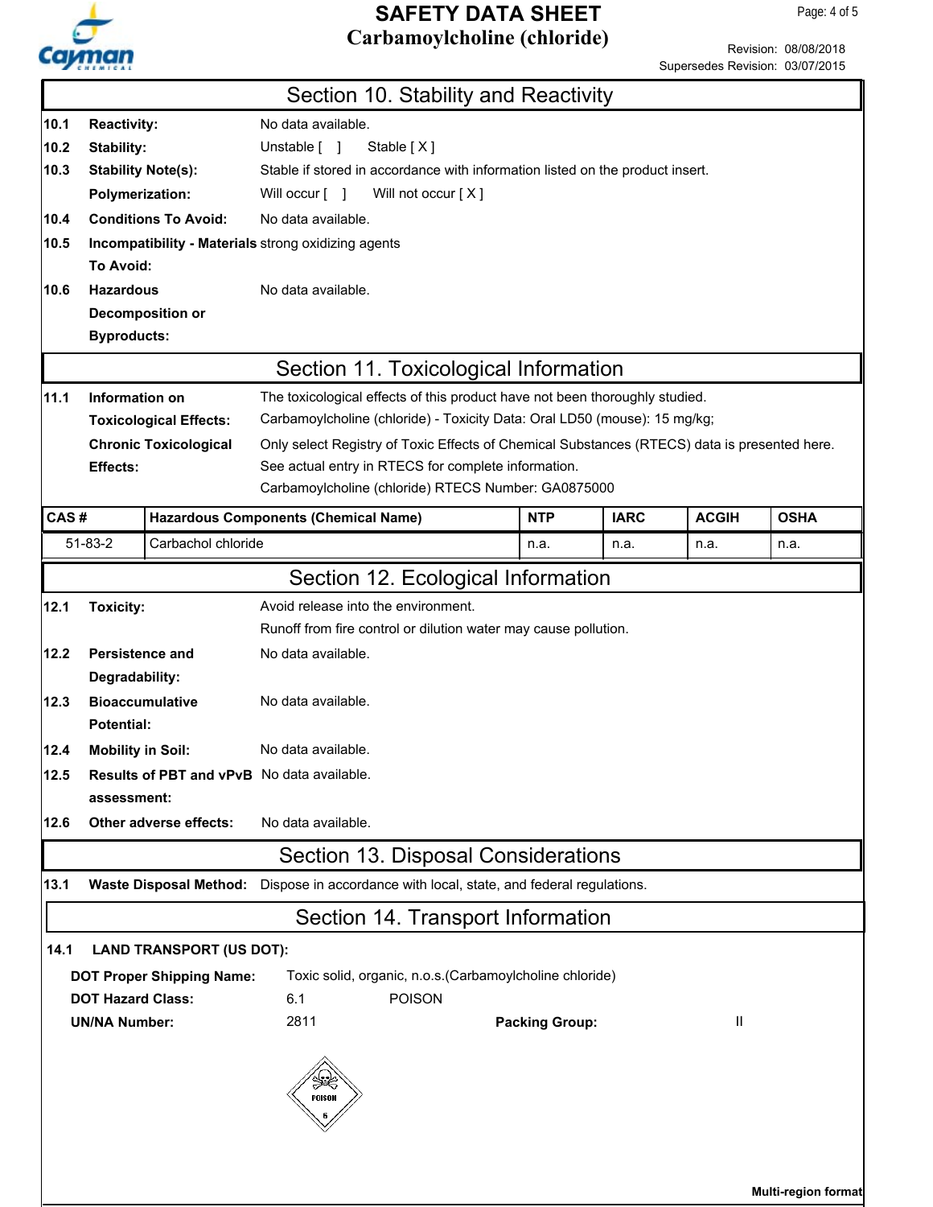## Section 10. Stability and Reactivity

**10.1 Reactivity:** No data available.

**10.2 Stability:** Unstable [ ]  Stable [ X ]

**10.3 Stability Note(s):** Stable if stored in accordance with information listed on the product insert.

**Polymerization:** Will occur [ ]  Will not occur [ X ]

**10.4 Conditions To Avoid:** No data available.

**10.5 Incompatibility - Materials To Avoid:** strong oxidizing agents

**10.6 Hazardous Decomposition or Byproducts:** No data available.

## Section 11. Toxicological Information

**11.1 Information on Toxicological Effects:** The toxicological effects of this product have not been thoroughly studied.
Carbamoylcholine (chloride) - Toxicity Data: Oral LD50 (mouse): 15 mg/kg;

**Chronic Toxicological Effects:** Only select Registry of Toxic Effects of Chemical Substances (RTECS) data is presented here. See actual entry in RTECS for complete information.
Carbamoylcholine (chloride) RTECS Number: GA0875000

| CAS # | Hazardous Components (Chemical Name) | NTP | IARC | ACGIH | OSHA |
|---|---|---|---|---|---|
| 51-83-2 | Carbachol chloride | n.a. | n.a. | n.a. | n.a. |

## Section 12. Ecological Information

**12.1 Toxicity:** Avoid release into the environment.
Runoff from fire control or dilution water may cause pollution.

**12.2 Persistence and Degradability:** No data available.

**12.3 Bioaccumulative Potential:** No data available.

**12.4 Mobility in Soil:** No data available.

**12.5 Results of PBT and vPvB assessment:** No data available.

**12.6 Other adverse effects:** No data available.

## Section 13. Disposal Considerations

**13.1 Waste Disposal Method:** Dispose in accordance with local, state, and federal regulations.

## Section 14. Transport Information

**14.1 LAND TRANSPORT (US DOT):**

**DOT Proper Shipping Name:** Toxic solid, organic, n.o.s.(Carbamoylcholine chloride)

**DOT Hazard Class:** 6.1  POISON

**UN/NA Number:** 2811  **Packing Group:** II

POISON
6

Multi-region format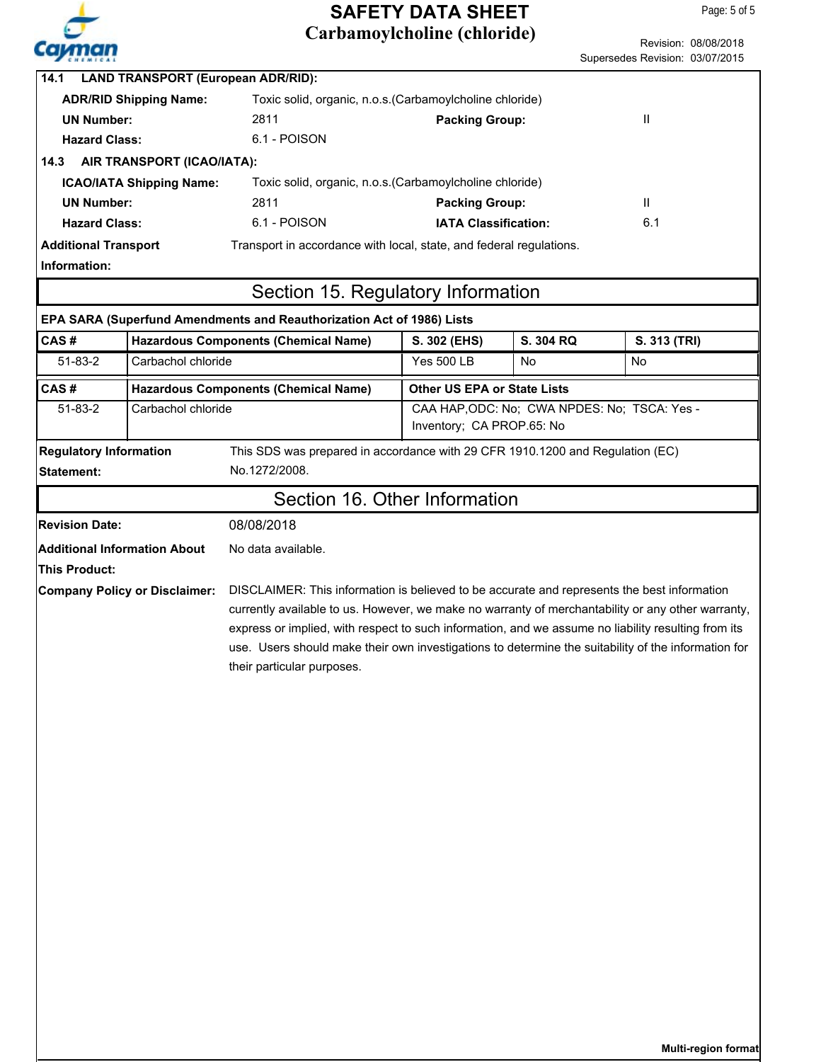**14.1 LAND TRANSPORT (European ADR/RID):**

| | | | |
|---|---|---|---|
| **ADR/RID Shipping Name:** | Toxic solid, organic, n.o.s.(Carbamoylcholine chloride) | | |
| **UN Number:** | 2811 | **Packing Group:** | II |
| **Hazard Class:** | 6.1 - POISON | | |

**14.3 AIR TRANSPORT (ICAO/IATA):**

| | | | |
|---|---|---|---|
| **ICAO/IATA Shipping Name:** | Toxic solid, organic, n.o.s.(Carbamoylcholine chloride) | | |
| **UN Number:** | 2811 | **Packing Group:** | II |
| **Hazard Class:** | 6.1 - POISON | **IATA Classification:** | 6.1 |

**Additional Transport Information:** Transport in accordance with local, state, and federal regulations.

## Section 15. Regulatory Information

**EPA SARA (Superfund Amendments and Reauthorization Act of 1986) Lists**

| CAS # | Hazardous Components (Chemical Name) | S. 302 (EHS) | S. 304 RQ | S. 313 (TRI) |
|---|---|---|---|---|
| 51-83-2 | Carbachol chloride | Yes 500 LB | No | No |

| CAS # | Hazardous Components (Chemical Name) | Other US EPA or State Lists |
|---|---|---|
| 51-83-2 | Carbachol chloride | CAA HAP,ODC: No; CWA NPDES: No; TSCA: Yes - Inventory; CA PROP.65: No |

**Regulatory Information Statement:** This SDS was prepared in accordance with 29 CFR 1910.1200 and Regulation (EC) No.1272/2008.

## Section 16. Other Information

**Revision Date:** 08/08/2018

**Additional Information About This Product:** No data available.

**Company Policy or Disclaimer:** DISCLAIMER: This information is believed to be accurate and represents the best information currently available to us. However, we make no warranty of merchantability or any other warranty, express or implied, with respect to such information, and we assume no liability resulting from its use. Users should make their own investigations to determine the suitability of the information for their particular purposes.